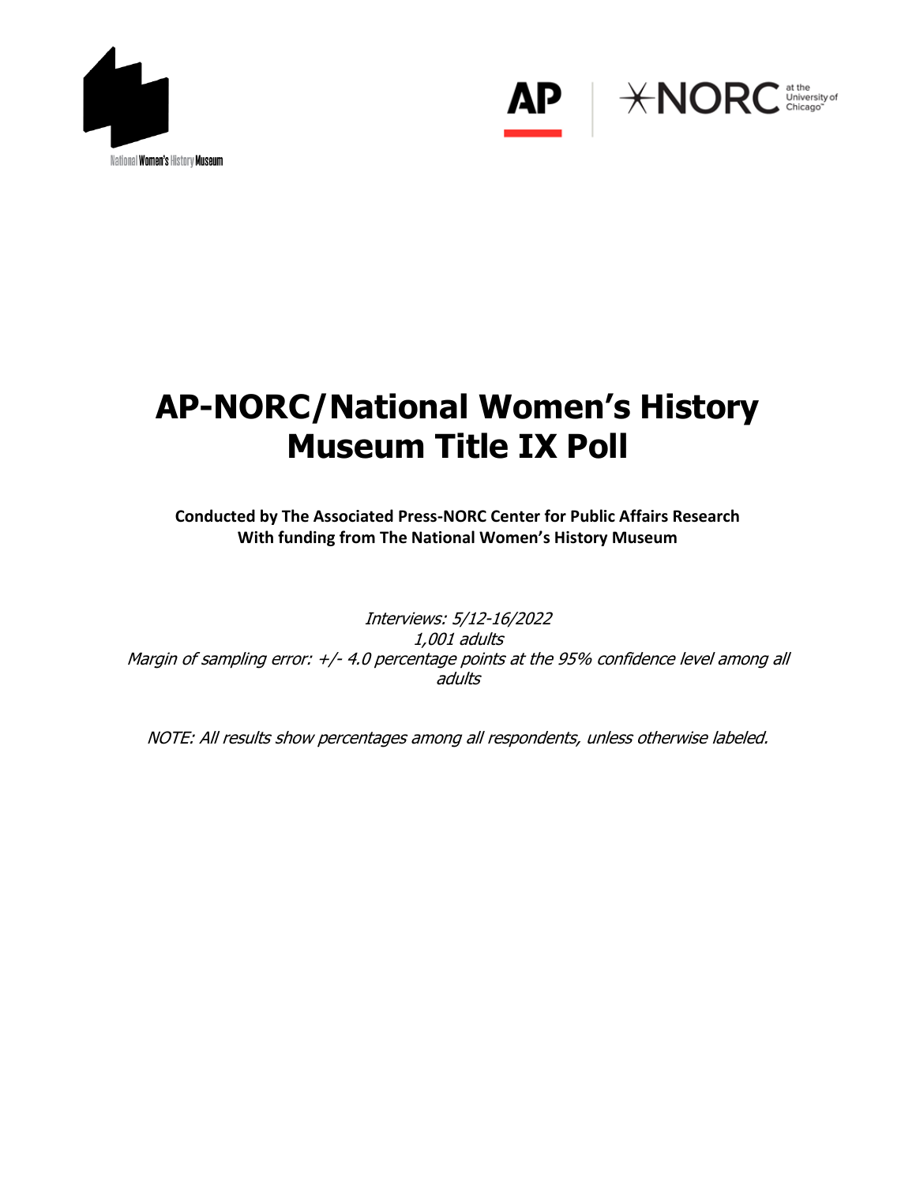# AP-NORC/National Women's History Museum Title IX Poll

**Conducted by The Associated Press-NORC Center for Public Affairs Research**
**With funding from The National Women's History Museum**

*Interviews: 5/12-16/2022*
*1,001 adults*
*Margin of sampling error: +/- 4.0 percentage points at the 95% confidence level among all adults*

*NOTE: All results show percentages among all respondents, unless otherwise labeled.*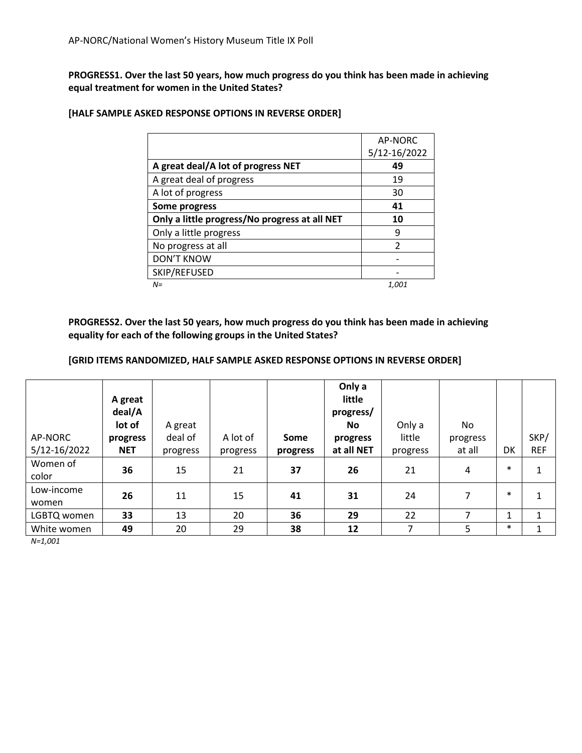**PROGRESS1. Over the last 50 years, how much progress do you think has been made in achieving equal treatment for women in the United States?**

**[HALF SAMPLE ASKED RESPONSE OPTIONS IN REVERSE ORDER]**

| | AP-NORC 5/12-16/2022 |
|---|---|
| **A great deal/A lot of progress NET** | **49** |
| A great deal of progress | 19 |
| A lot of progress | 30 |
| **Some progress** | **41** |
| **Only a little progress/No progress at all NET** | **10** |
| Only a little progress | 9 |
| No progress at all | 2 |
| DON'T KNOW | - |
| SKIP/REFUSED | - |
| *N=* | *1,001* |

**PROGRESS2. Over the last 50 years, how much progress do you think has been made in achieving equality for each of the following groups in the United States?**

**[GRID ITEMS RANDOMIZED, HALF SAMPLE ASKED RESPONSE OPTIONS IN REVERSE ORDER]**

| AP-NORC 5/12-16/2022 | **A great deal/A lot of progress NET** | A great deal of progress | A lot of progress | **Some progress** | **Only a little progress/ No progress at all NET** | Only a little progress | No progress at all | DK | SKP/ REF |
|---|---|---|---|---|---|---|---|---|---|
| Women of color | **36** | 15 | 21 | **37** | **26** | 21 | 4 | * | 1 |
| Low-income women | **26** | 11 | 15 | **41** | **31** | 24 | 7 | * | 1 |
| LGBTQ women | **33** | 13 | 20 | **36** | **29** | 22 | 7 | 1 | 1 |
| White women | **49** | 20 | 29 | **38** | **12** | 7 | 5 | * | 1 |

*N=1,001*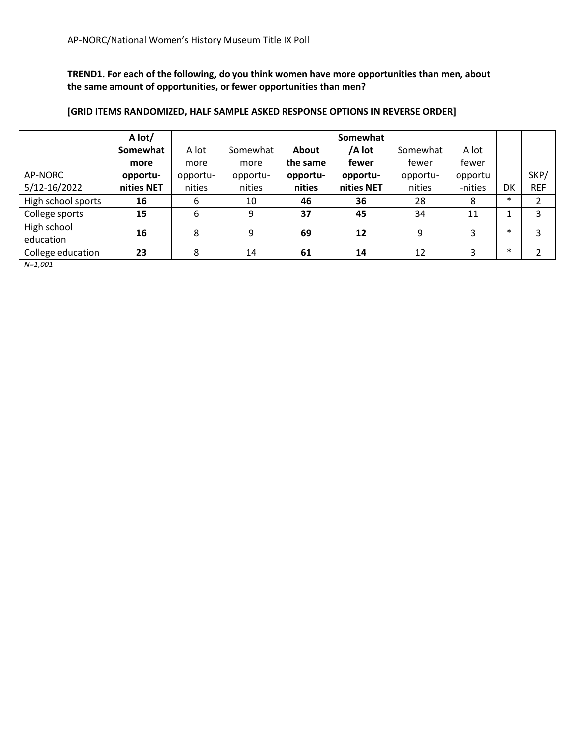AP-NORC/National Women's History Museum Title IX Poll

**TREND1. For each of the following, do you think women have more opportunities than men, about the same amount of opportunities, or fewer opportunities than men?**

**[GRID ITEMS RANDOMIZED, HALF SAMPLE ASKED RESPONSE OPTIONS IN REVERSE ORDER]**

| AP-NORC 5/12-16/2022 | **A lot/ Somewhat more opportu-nities NET** | A lot more opportu-nities | Somewhat more opportu-nities | **About the same opportu-nities** | **Somewhat /A lot fewer opportu-nities NET** | Somewhat fewer opportu-nities | A lot fewer opportu-nities | DK | SKP/ REF |
|---|---|---|---|---|---|---|---|---|---|
| High school sports | **16** | 6 | 10 | **46** | **36** | 28 | 8 | * | 2 |
| College sports | **15** | 6 | 9 | **37** | **45** | 34 | 11 | 1 | 3 |
| High school education | **16** | 8 | 9 | **69** | **12** | 9 | 3 | * | 3 |
| College education | **23** | 8 | 14 | **61** | **14** | 12 | 3 | * | 2 |

*N=1,001*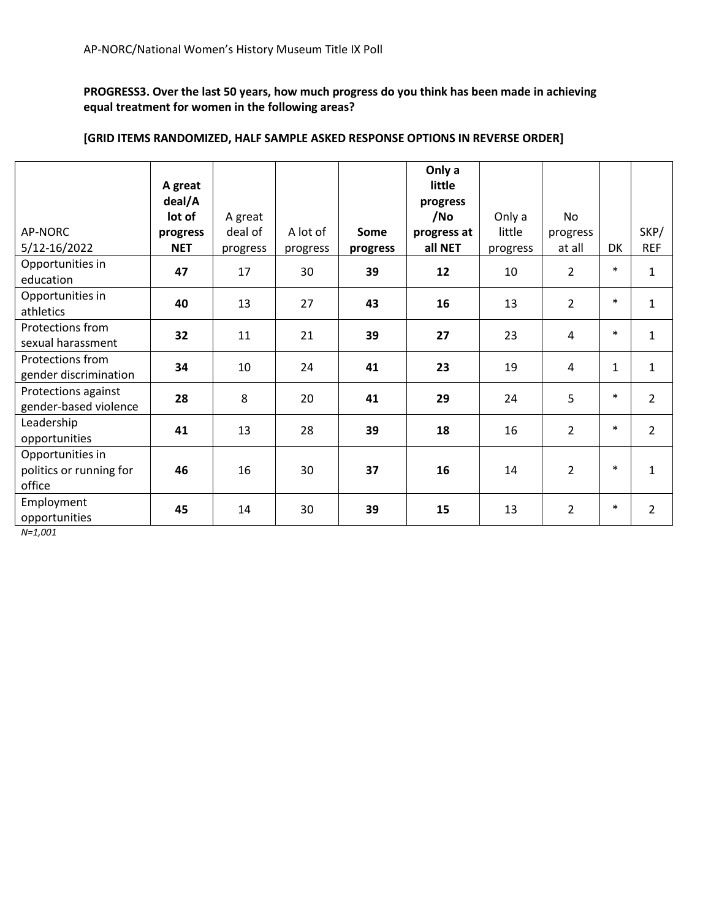**PROGRESS3. Over the last 50 years, how much progress do you think has been made in achieving equal treatment for women in the following areas?**

**[GRID ITEMS RANDOMIZED, HALF SAMPLE ASKED RESPONSE OPTIONS IN REVERSE ORDER]**

| AP-NORC 5/12-16/2022 | **A great deal/A lot of progress NET** | A great deal of progress | A lot of progress | **Some progress** | **Only a little progress /No progress at all NET** | Only a little progress | No progress at all | DK | SKP/ REF |
|---|---|---|---|---|---|---|---|---|---|
| Opportunities in education | **47** | 17 | 30 | **39** | **12** | 10 | 2 | * | 1 |
| Opportunities in athletics | **40** | 13 | 27 | **43** | **16** | 13 | 2 | * | 1 |
| Protections from sexual harassment | **32** | 11 | 21 | **39** | **27** | 23 | 4 | * | 1 |
| Protections from gender discrimination | **34** | 10 | 24 | **41** | **23** | 19 | 4 | 1 | 1 |
| Protections against gender-based violence | **28** | 8 | 20 | **41** | **29** | 24 | 5 | * | 2 |
| Leadership opportunities | **41** | 13 | 28 | **39** | **18** | 16 | 2 | * | 2 |
| Opportunities in politics or running for office | **46** | 16 | 30 | **37** | **16** | 14 | 2 | * | 1 |
| Employment opportunities | **45** | 14 | 30 | **39** | **15** | 13 | 2 | * | 2 |

*N=1,001*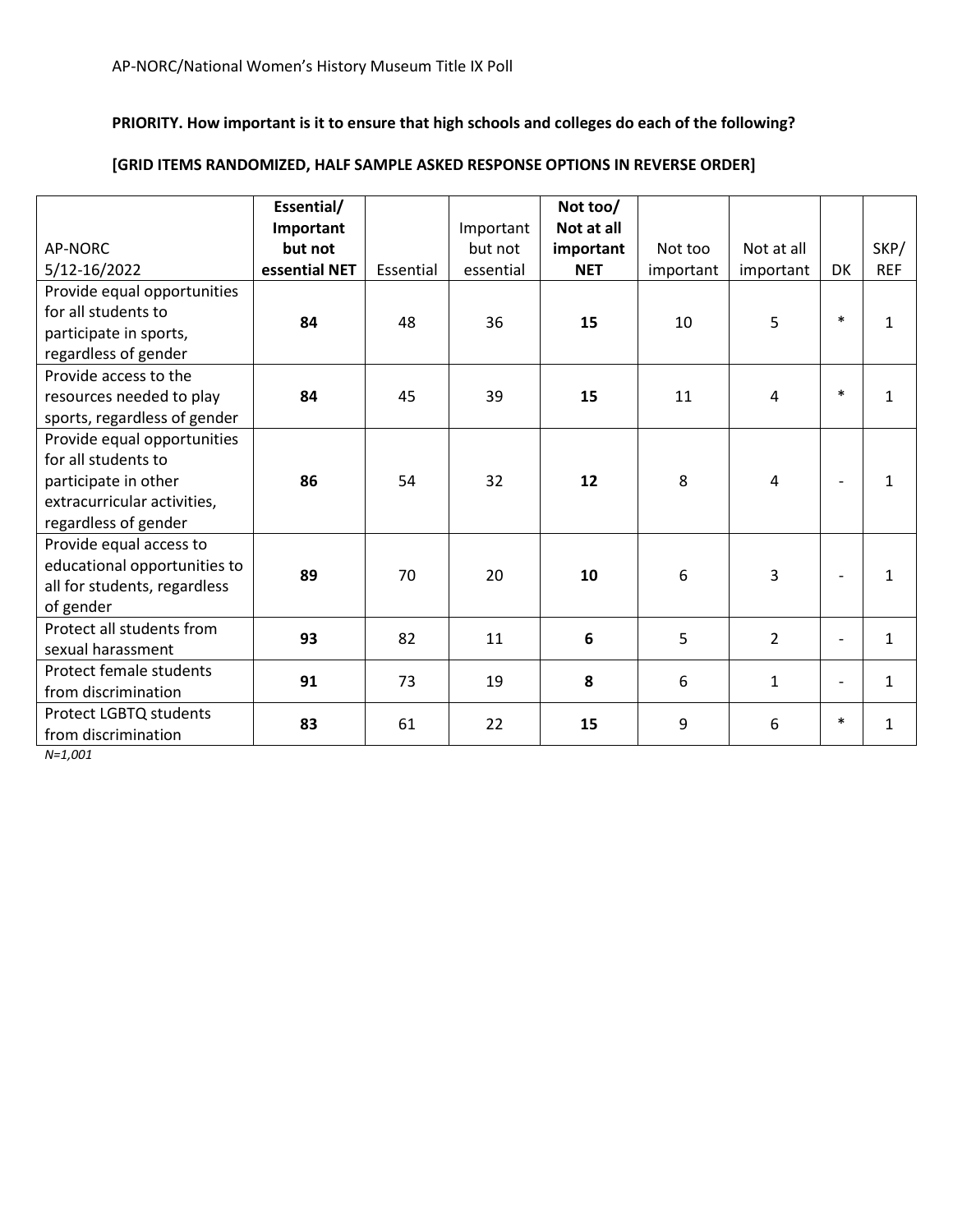AP-NORC/National Women's History Museum Title IX Poll

**PRIORITY. How important is it to ensure that high schools and colleges do each of the following?**

**[GRID ITEMS RANDOMIZED, HALF SAMPLE ASKED RESPONSE OPTIONS IN REVERSE ORDER]**

| AP-NORC 5/12-16/2022 | **Essential/ Important but not essential NET** | Essential | Important but not essential | **Not too/ Not at all important NET** | Not too important | Not at all important | DK | SKP/ REF |
|---|---|---|---|---|---|---|---|---|
| Provide equal opportunities for all students to participate in sports, regardless of gender | **84** | 48 | 36 | **15** | 10 | 5 | * | 1 |
| Provide access to the resources needed to play sports, regardless of gender | **84** | 45 | 39 | **15** | 11 | 4 | * | 1 |
| Provide equal opportunities for all students to participate in other extracurricular activities, regardless of gender | **86** | 54 | 32 | **12** | 8 | 4 | - | 1 |
| Provide equal access to educational opportunities to all for students, regardless of gender | **89** | 70 | 20 | **10** | 6 | 3 | - | 1 |
| Protect all students from sexual harassment | **93** | 82 | 11 | **6** | 5 | 2 | - | 1 |
| Protect female students from discrimination | **91** | 73 | 19 | **8** | 6 | 1 | - | 1 |
| Protect LGBTQ students from discrimination | **83** | 61 | 22 | **15** | 9 | 6 | * | 1 |

*N=1,001*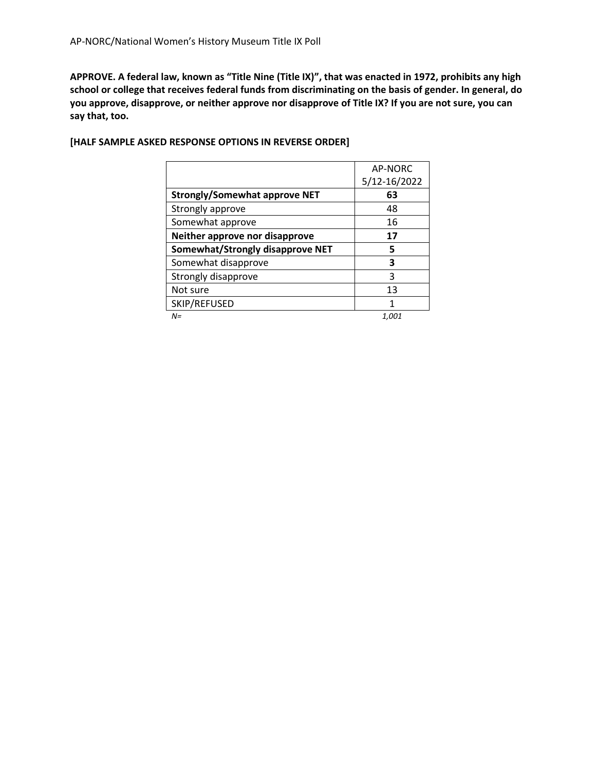**APPROVE. A federal law, known as "Title Nine (Title IX)", that was enacted in 1972, prohibits any high school or college that receives federal funds from discriminating on the basis of gender. In general, do you approve, disapprove, or neither approve nor disapprove of Title IX? If you are not sure, you can say that, too.**

**[HALF SAMPLE ASKED RESPONSE OPTIONS IN REVERSE ORDER]**

| | AP-NORC 5/12-16/2022 |
|---|---|
| **Strongly/Somewhat approve NET** | **63** |
| Strongly approve | 48 |
| Somewhat approve | 16 |
| **Neither approve nor disapprove** | **17** |
| **Somewhat/Strongly disapprove NET** | **5** |
| Somewhat disapprove | **3** |
| Strongly disapprove | 3 |
| Not sure | 13 |
| SKIP/REFUSED | 1 |
| *N=* | *1,001* |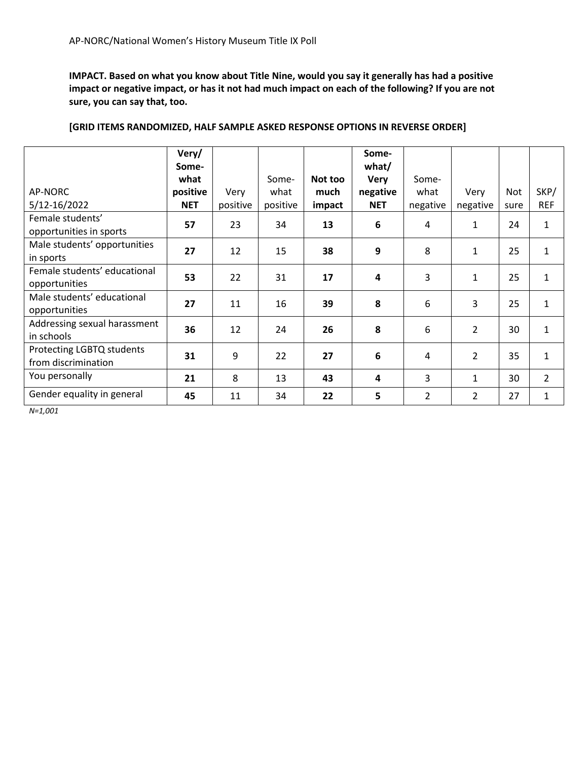**IMPACT. Based on what you know about Title Nine, would you say it generally has had a positive impact or negative impact, or has it not had much impact on each of the following? If you are not sure, you can say that, too.**

**[GRID ITEMS RANDOMIZED, HALF SAMPLE ASKED RESPONSE OPTIONS IN REVERSE ORDER]**

| AP-NORC 5/12-16/2022 | **Very/ Some-what positive NET** | Very positive | Some-what positive | **Not too much impact** | **Some-what/ Very negative NET** | Some-what negative | Very negative | Not sure | SKP/ REF |
|---|---|---|---|---|---|---|---|---|---|
| Female students' opportunities in sports | **57** | 23 | 34 | **13** | **6** | 4 | 1 | 24 | 1 |
| Male students' opportunities in sports | **27** | 12 | 15 | **38** | **9** | 8 | 1 | 25 | 1 |
| Female students' educational opportunities | **53** | 22 | 31 | **17** | **4** | 3 | 1 | 25 | 1 |
| Male students' educational opportunities | **27** | 11 | 16 | **39** | **8** | 6 | 3 | 25 | 1 |
| Addressing sexual harassment in schools | **36** | 12 | 24 | **26** | **8** | 6 | 2 | 30 | 1 |
| Protecting LGBTQ students from discrimination | **31** | 9 | 22 | **27** | **6** | 4 | 2 | 35 | 1 |
| You personally | **21** | 8 | 13 | **43** | **4** | 3 | 1 | 30 | 2 |
| Gender equality in general | **45** | 11 | 34 | **22** | **5** | 2 | 2 | 27 | 1 |

*N=1,001*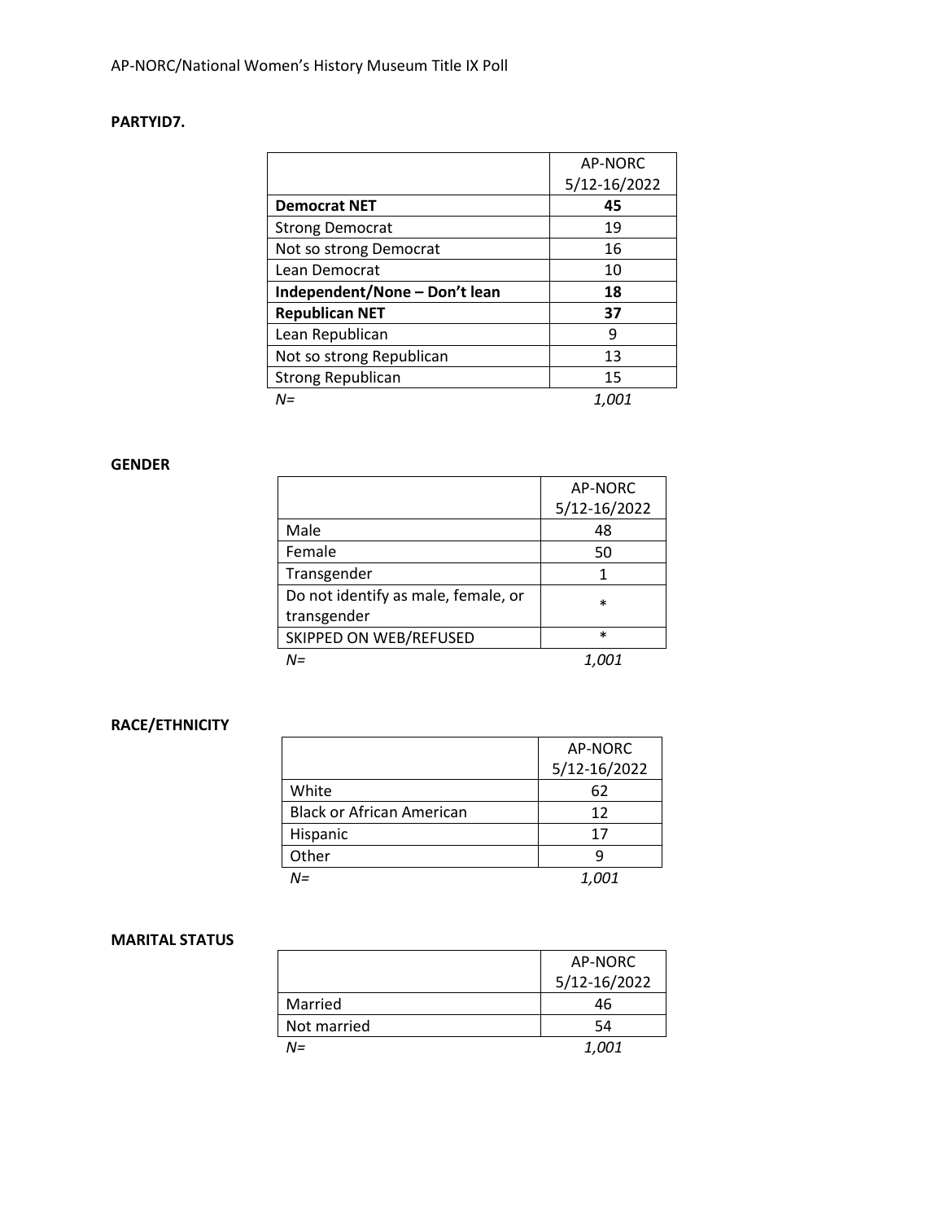**PARTYID7.**

| | AP-NORC 5/12-16/2022 |
|---|---|
| **Democrat NET** | **45** |
| Strong Democrat | 19 |
| Not so strong Democrat | 16 |
| Lean Democrat | 10 |
| **Independent/None – Don't lean** | **18** |
| **Republican NET** | **37** |
| Lean Republican | 9 |
| Not so strong Republican | 13 |
| Strong Republican | 15 |
| *N=* | *1,001* |

**GENDER**

| | AP-NORC 5/12-16/2022 |
|---|---|
| Male | 48 |
| Female | 50 |
| Transgender | 1 |
| Do not identify as male, female, or transgender | * |
| SKIPPED ON WEB/REFUSED | * |
| *N=* | *1,001* |

**RACE/ETHNICITY**

| | AP-NORC 5/12-16/2022 |
|---|---|
| White | 62 |
| Black or African American | 12 |
| Hispanic | 17 |
| Other | 9 |
| *N=* | *1,001* |

**MARITAL STATUS**

| | AP-NORC 5/12-16/2022 |
|---|---|
| Married | 46 |
| Not married | 54 |
| *N=* | *1,001* |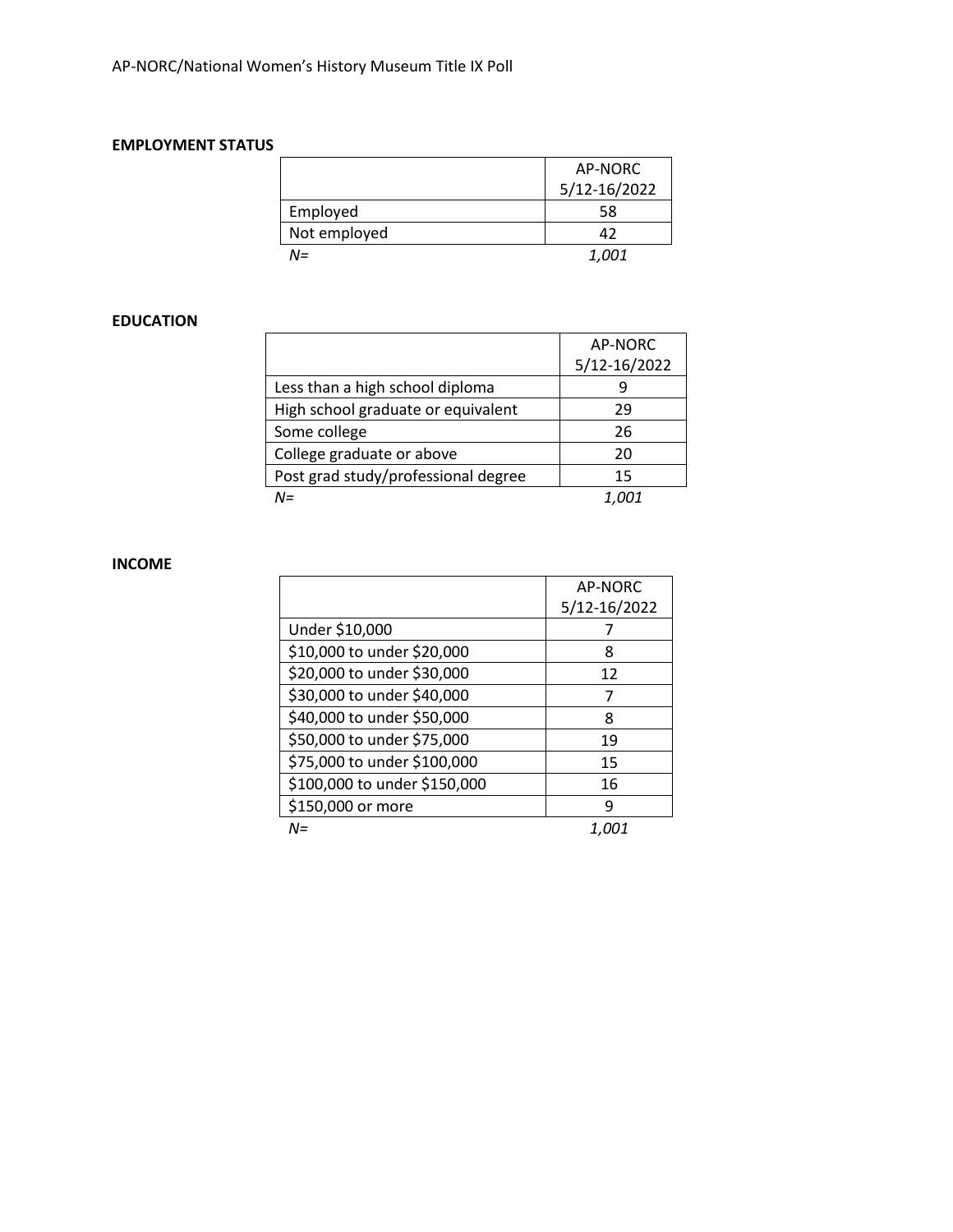**EMPLOYMENT STATUS**

| | AP-NORC 5/12-16/2022 |
|---|---|
| Employed | 58 |
| Not employed | 42 |
| *N=* | *1,001* |

**EDUCATION**

| | AP-NORC 5/12-16/2022 |
|---|---|
| Less than a high school diploma | 9 |
| High school graduate or equivalent | 29 |
| Some college | 26 |
| College graduate or above | 20 |
| Post grad study/professional degree | 15 |
| *N=* | *1,001* |

**INCOME**

| | AP-NORC 5/12-16/2022 |
|---|---|
| Under $10,000 | 7 |
| $10,000 to under $20,000 | 8 |
| $20,000 to under $30,000 | 12 |
| $30,000 to under $40,000 | 7 |
| $40,000 to under $50,000 | 8 |
| $50,000 to under $75,000 | 19 |
| $75,000 to under $100,000 | 15 |
| $100,000 to under $150,000 | 16 |
| $150,000 or more | 9 |
| *N=* | *1,001* |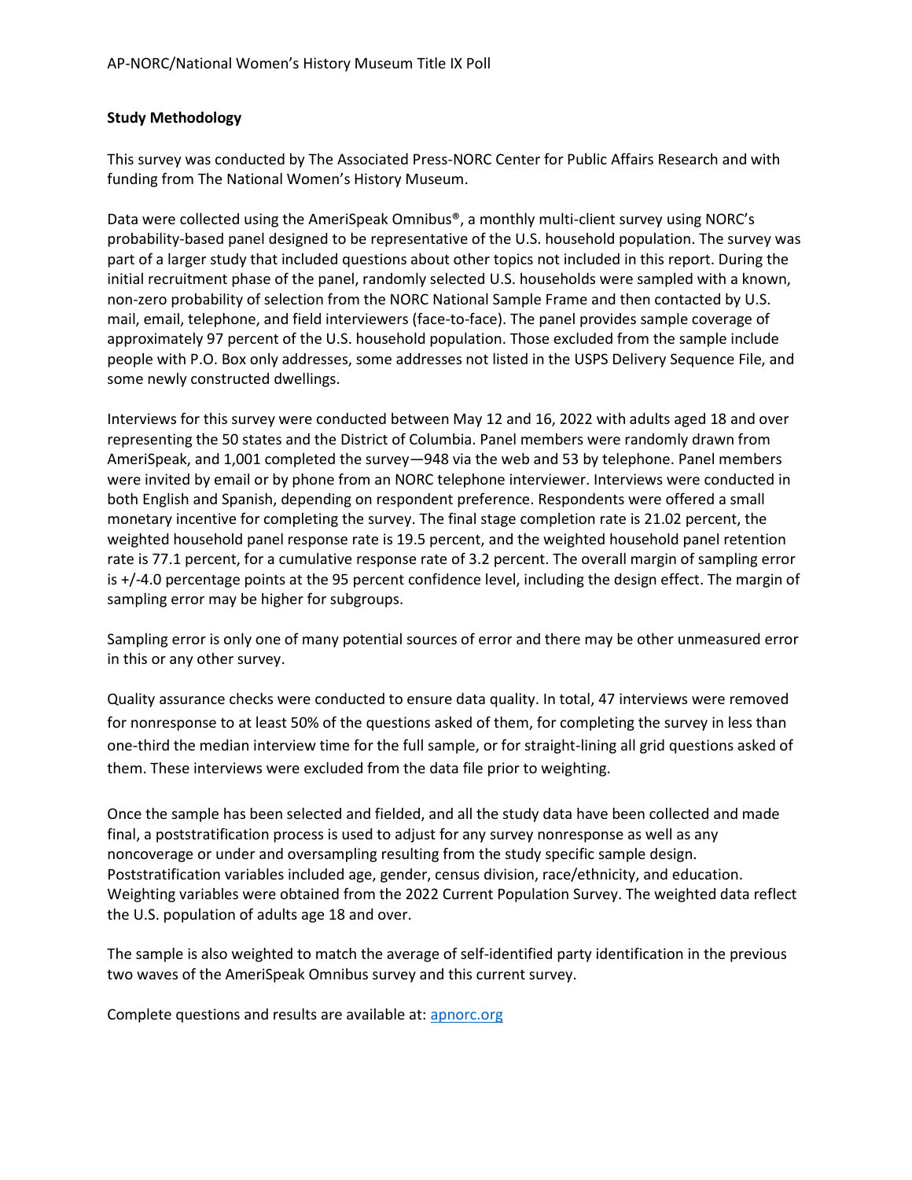## Study Methodology

This survey was conducted by The Associated Press-NORC Center for Public Affairs Research and with funding from The National Women's History Museum.

Data were collected using the AmeriSpeak Omnibus®, a monthly multi-client survey using NORC's probability-based panel designed to be representative of the U.S. household population. The survey was part of a larger study that included questions about other topics not included in this report. During the initial recruitment phase of the panel, randomly selected U.S. households were sampled with a known, non-zero probability of selection from the NORC National Sample Frame and then contacted by U.S. mail, email, telephone, and field interviewers (face-to-face). The panel provides sample coverage of approximately 97 percent of the U.S. household population. Those excluded from the sample include people with P.O. Box only addresses, some addresses not listed in the USPS Delivery Sequence File, and some newly constructed dwellings.

Interviews for this survey were conducted between May 12 and 16, 2022 with adults aged 18 and over representing the 50 states and the District of Columbia. Panel members were randomly drawn from AmeriSpeak, and 1,001 completed the survey—948 via the web and 53 by telephone. Panel members were invited by email or by phone from an NORC telephone interviewer. Interviews were conducted in both English and Spanish, depending on respondent preference. Respondents were offered a small monetary incentive for completing the survey. The final stage completion rate is 21.02 percent, the weighted household panel response rate is 19.5 percent, and the weighted household panel retention rate is 77.1 percent, for a cumulative response rate of 3.2 percent. The overall margin of sampling error is +/-4.0 percentage points at the 95 percent confidence level, including the design effect. The margin of sampling error may be higher for subgroups.

Sampling error is only one of many potential sources of error and there may be other unmeasured error in this or any other survey.

Quality assurance checks were conducted to ensure data quality. In total, 47 interviews were removed for nonresponse to at least 50% of the questions asked of them, for completing the survey in less than one-third the median interview time for the full sample, or for straight-lining all grid questions asked of them. These interviews were excluded from the data file prior to weighting.

Once the sample has been selected and fielded, and all the study data have been collected and made final, a poststratification process is used to adjust for any survey nonresponse as well as any noncoverage or under and oversampling resulting from the study specific sample design. Poststratification variables included age, gender, census division, race/ethnicity, and education. Weighting variables were obtained from the 2022 Current Population Survey. The weighted data reflect the U.S. population of adults age 18 and over.

The sample is also weighted to match the average of self-identified party identification in the previous two waves of the AmeriSpeak Omnibus survey and this current survey.

Complete questions and results are available at: [apnorc.org](apnorc.org)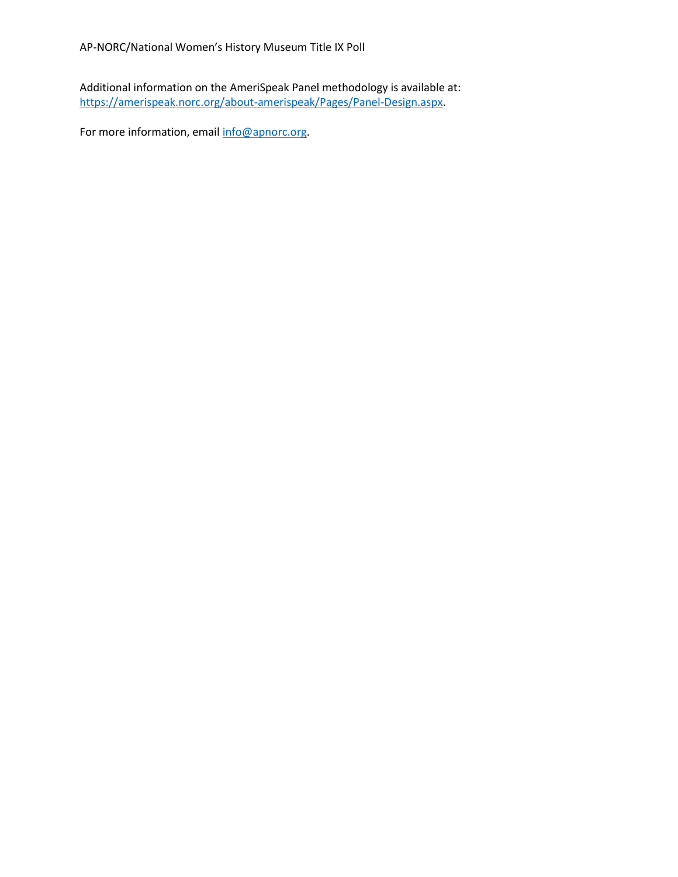Additional information on the AmeriSpeak Panel methodology is available at: https://amerispeak.norc.org/about-amerispeak/Pages/Panel-Design.aspx.

For more information, email info@apnorc.org.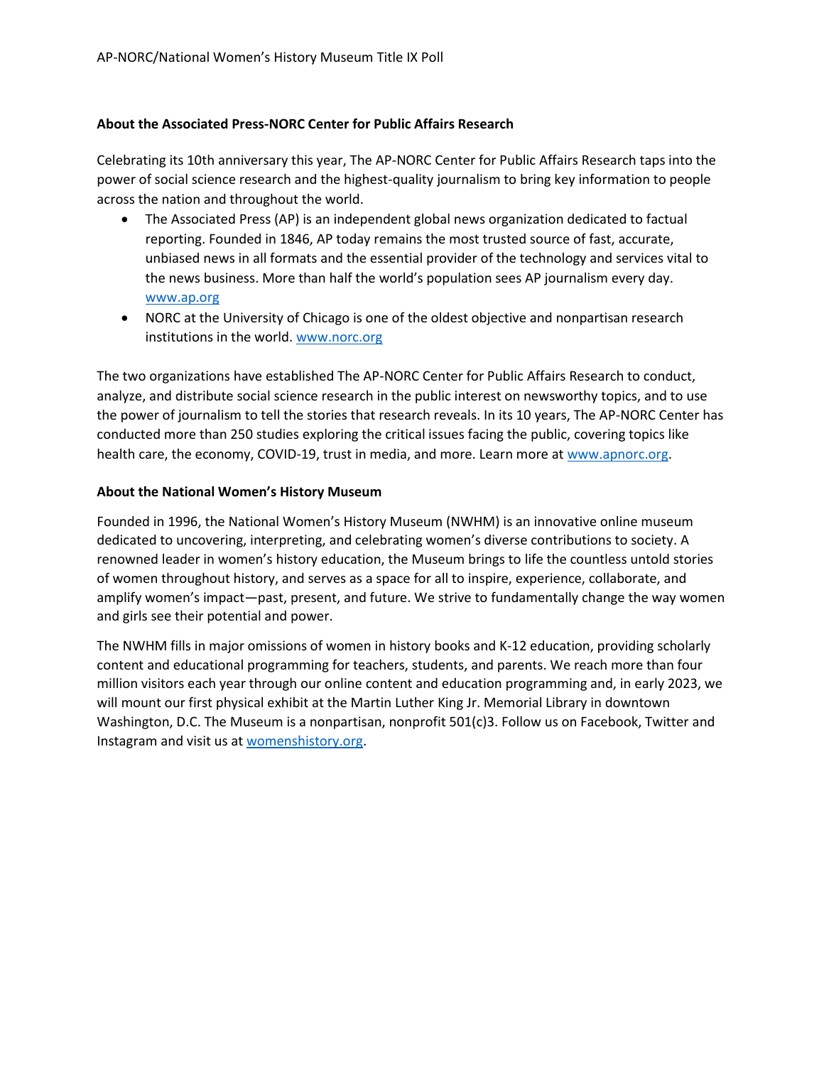**About the Associated Press-NORC Center for Public Affairs Research**

Celebrating its 10th anniversary this year, The AP-NORC Center for Public Affairs Research taps into the power of social science research and the highest-quality journalism to bring key information to people across the nation and throughout the world.

- The Associated Press (AP) is an independent global news organization dedicated to factual reporting. Founded in 1846, AP today remains the most trusted source of fast, accurate, unbiased news in all formats and the essential provider of the technology and services vital to the news business. More than half the world's population sees AP journalism every day. www.ap.org
- NORC at the University of Chicago is one of the oldest objective and nonpartisan research institutions in the world. www.norc.org

The two organizations have established The AP-NORC Center for Public Affairs Research to conduct, analyze, and distribute social science research in the public interest on newsworthy topics, and to use the power of journalism to tell the stories that research reveals. In its 10 years, The AP-NORC Center has conducted more than 250 studies exploring the critical issues facing the public, covering topics like health care, the economy, COVID-19, trust in media, and more. Learn more at www.apnorc.org.

**About the National Women's History Museum**

Founded in 1996, the National Women's History Museum (NWHM) is an innovative online museum dedicated to uncovering, interpreting, and celebrating women's diverse contributions to society. A renowned leader in women's history education, the Museum brings to life the countless untold stories of women throughout history, and serves as a space for all to inspire, experience, collaborate, and amplify women's impact—past, present, and future. We strive to fundamentally change the way women and girls see their potential and power.

The NWHM fills in major omissions of women in history books and K-12 education, providing scholarly content and educational programming for teachers, students, and parents. We reach more than four million visitors each year through our online content and education programming and, in early 2023, we will mount our first physical exhibit at the Martin Luther King Jr. Memorial Library in downtown Washington, D.C. The Museum is a nonpartisan, nonprofit 501(c)3. Follow us on Facebook, Twitter and Instagram and visit us at womenshistory.org.